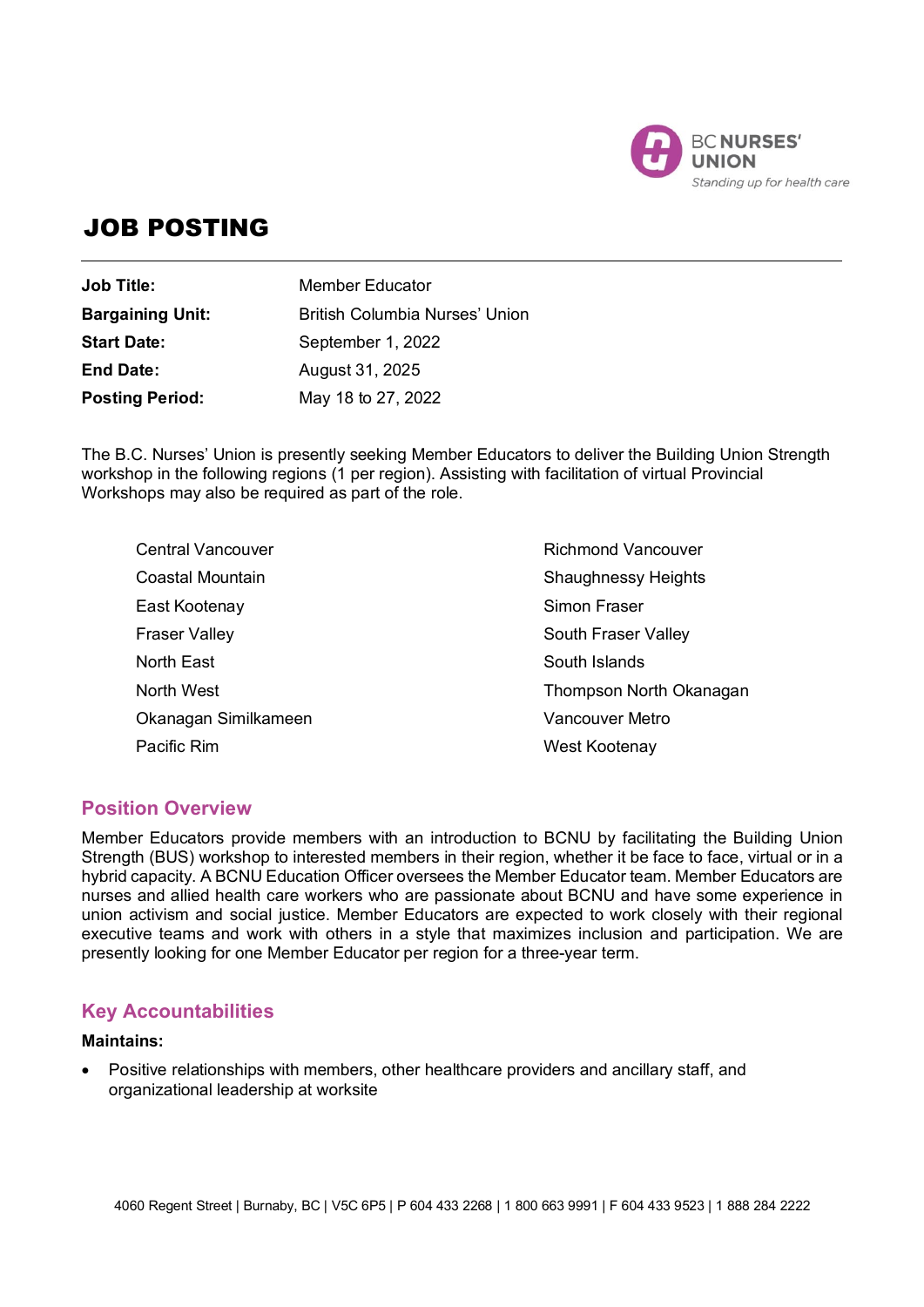BC NURSES' UNION
*Standing up for health care*

# JOB POSTING

| | |
|---|---|
| **Job Title:** | Member Educator |
| **Bargaining Unit:** | British Columbia Nurses' Union |
| **Start Date:** | September 1, 2022 |
| **End Date:** | August 31, 2025 |
| **Posting Period:** | May 18 to 27, 2022 |

The B.C. Nurses' Union is presently seeking Member Educators to deliver the Building Union Strength workshop in the following regions (1 per region). Assisting with facilitation of virtual Provincial Workshops may also be required as part of the role.

- Central Vancouver
- Coastal Mountain
- East Kootenay
- Fraser Valley
- North East
- North West
- Okanagan Similkameen
- Pacific Rim
- Richmond Vancouver
- Shaughnessy Heights
- Simon Fraser
- South Fraser Valley
- South Islands
- Thompson North Okanagan
- Vancouver Metro
- West Kootenay

## Position Overview

Member Educators provide members with an introduction to BCNU by facilitating the Building Union Strength (BUS) workshop to interested members in their region, whether it be face to face, virtual or in a hybrid capacity. A BCNU Education Officer oversees the Member Educator team. Member Educators are nurses and allied health care workers who are passionate about BCNU and have some experience in union activism and social justice. Member Educators are expected to work closely with their regional executive teams and work with others in a style that maximizes inclusion and participation. We are presently looking for one Member Educator per region for a three-year term.

## Key Accountabilities

**Maintains:**

- Positive relationships with members, other healthcare providers and ancillary staff, and organizational leadership at worksite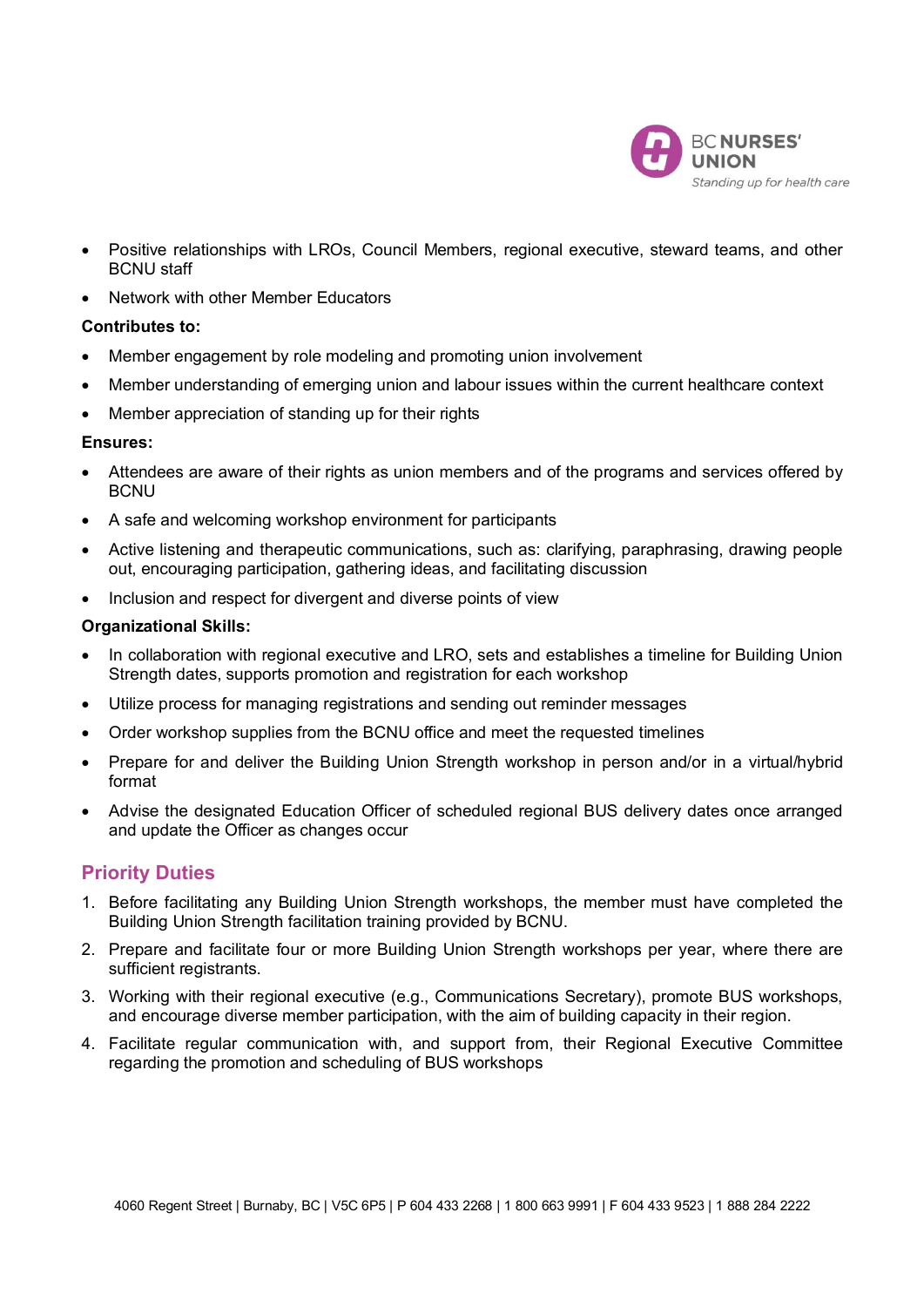- Positive relationships with LROs, Council Members, regional executive, steward teams, and other BCNU staff
- Network with other Member Educators

**Contributes to:**

- Member engagement by role modeling and promoting union involvement
- Member understanding of emerging union and labour issues within the current healthcare context
- Member appreciation of standing up for their rights

**Ensures:**

- Attendees are aware of their rights as union members and of the programs and services offered by BCNU
- A safe and welcoming workshop environment for participants
- Active listening and therapeutic communications, such as: clarifying, paraphrasing, drawing people out, encouraging participation, gathering ideas, and facilitating discussion
- Inclusion and respect for divergent and diverse points of view

**Organizational Skills:**

- In collaboration with regional executive and LRO, sets and establishes a timeline for Building Union Strength dates, supports promotion and registration for each workshop
- Utilize process for managing registrations and sending out reminder messages
- Order workshop supplies from the BCNU office and meet the requested timelines
- Prepare for and deliver the Building Union Strength workshop in person and/or in a virtual/hybrid format
- Advise the designated Education Officer of scheduled regional BUS delivery dates once arranged and update the Officer as changes occur

## Priority Duties

1. Before facilitating any Building Union Strength workshops, the member must have completed the Building Union Strength facilitation training provided by BCNU.
2. Prepare and facilitate four or more Building Union Strength workshops per year, where there are sufficient registrants.
3. Working with their regional executive (e.g., Communications Secretary), promote BUS workshops, and encourage diverse member participation, with the aim of building capacity in their region.
4. Facilitate regular communication with, and support from, their Regional Executive Committee regarding the promotion and scheduling of BUS workshops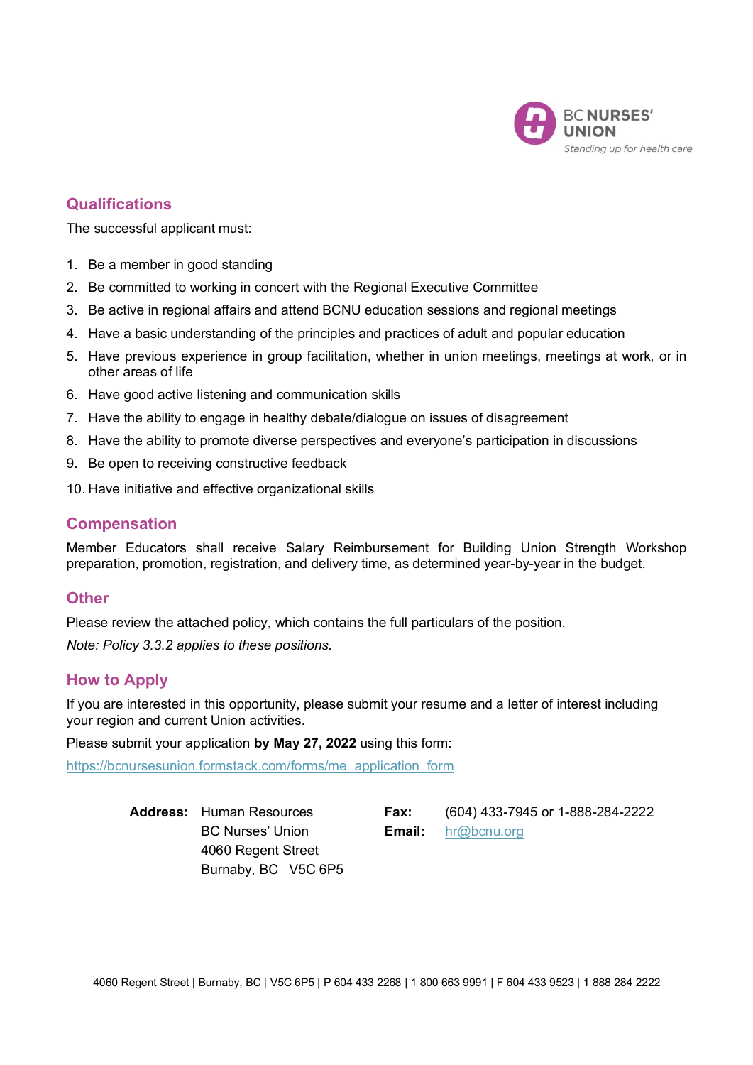## Qualifications

The successful applicant must:

1. Be a member in good standing
2. Be committed to working in concert with the Regional Executive Committee
3. Be active in regional affairs and attend BCNU education sessions and regional meetings
4. Have a basic understanding of the principles and practices of adult and popular education
5. Have previous experience in group facilitation, whether in union meetings, meetings at work, or in other areas of life
6. Have good active listening and communication skills
7. Have the ability to engage in healthy debate/dialogue on issues of disagreement
8. Have the ability to promote diverse perspectives and everyone's participation in discussions
9. Be open to receiving constructive feedback
10. Have initiative and effective organizational skills

## Compensation

Member Educators shall receive Salary Reimbursement for Building Union Strength Workshop preparation, promotion, registration, and delivery time, as determined year-by-year in the budget.

## Other

Please review the attached policy, which contains the full particulars of the position.

*Note: Policy 3.3.2 applies to these positions.*

## How to Apply

If you are interested in this opportunity, please submit your resume and a letter of interest including your region and current Union activities.

Please submit your application **by May 27, 2022** using this form:

https://bcnursesunion.formstack.com/forms/me_application_form

**Address:** Human Resources
BC Nurses' Union
4060 Regent Street
Burnaby, BC V5C 6P5

**Fax:** (604) 433-7945 or 1-888-284-2222
**Email:** hr@bcnu.org

4060 Regent Street | Burnaby, BC | V5C 6P5 | P 604 433 2268 | 1 800 663 9991 | F 604 433 9523 | 1 888 284 2222